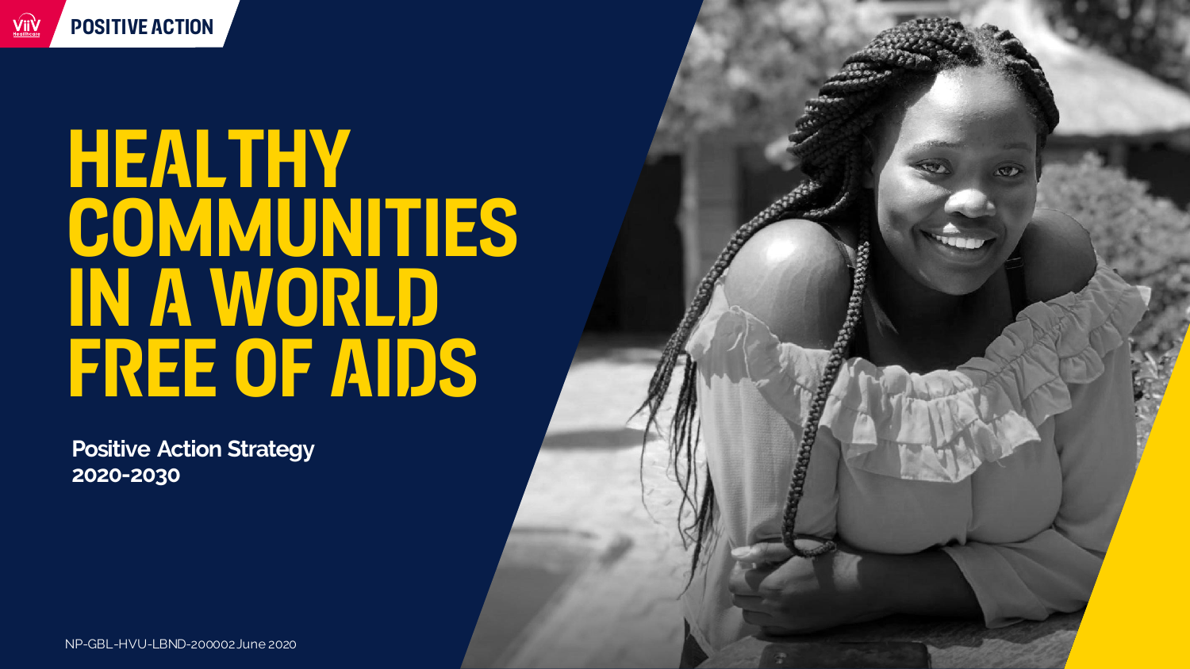POSITIVE ACTION

# HEALTHY COMMUNITIES IN A WORLD FREE OF AIDS

**Positive Action Strategy**
**2020-2030**

NP-GBL-HVU-LBND-200002 June 2020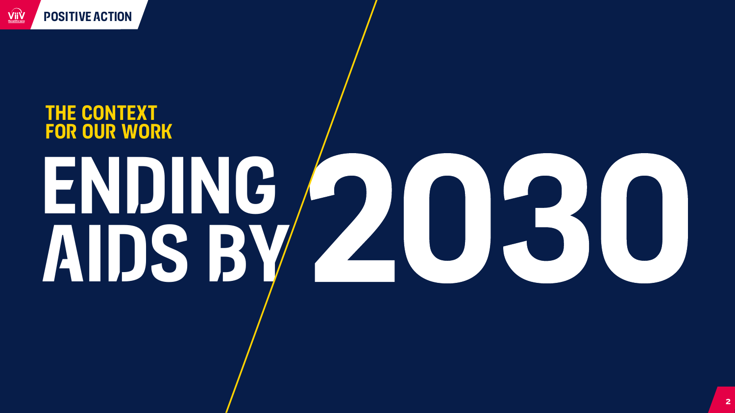## THE CONTEXT FOR OUR WORK

# ENDING AIDS BY 2030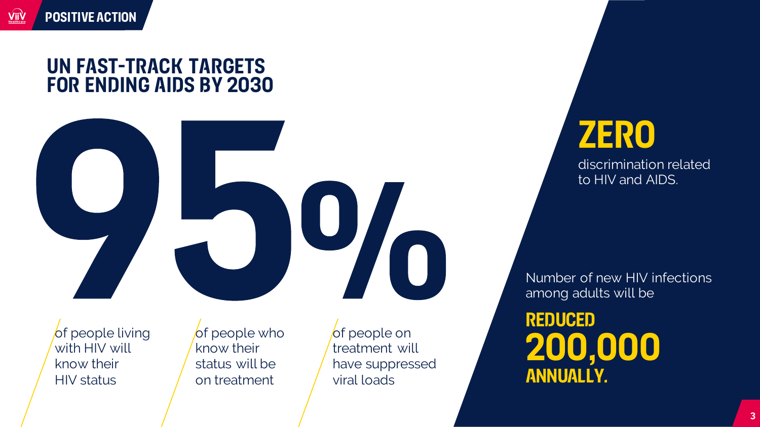# UN FAST-TRACK TARGETS FOR ENDING AIDS BY 2030

**95%**

- of people living with HIV will know their HIV status
- of people who know their status will be on treatment
- of people on treatment will have suppressed viral loads

**ZERO**

discrimination related to HIV and AIDS.

Number of new HIV infections among adults will be

**REDUCED 200,000 ANNUALLY.**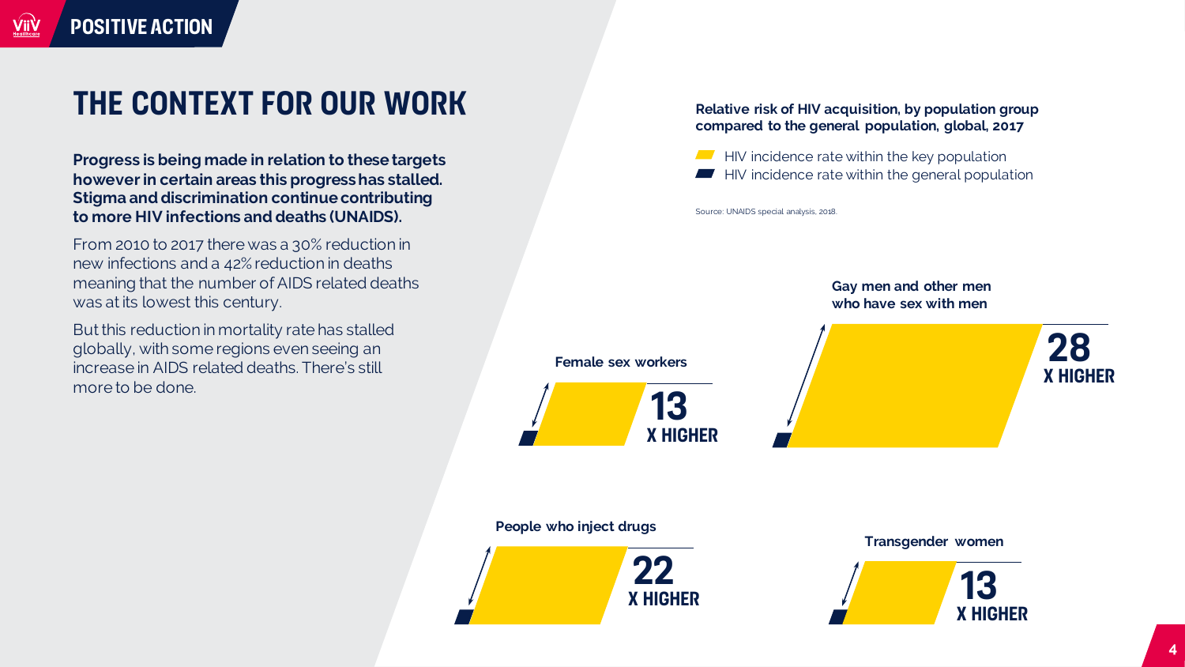# THE CONTEXT FOR OUR WORK

**Progress is being made in relation to these targets however in certain areas this progress has stalled. Stigma and discrimination continue contributing to more HIV infections and deaths (UNAIDS).**

From 2010 to 2017 there was a 30% reduction in new infections and a 42% reduction in deaths meaning that the number of AIDS related deaths was at its lowest this century.

But this reduction in mortality rate has stalled globally, with some regions even seeing an increase in AIDS related deaths. There's still more to be done.

**Relative risk of HIV acquisition, by population group compared to the general population, global, 2017**

- HIV incidence rate within the key population
- HIV incidence rate within the general population

Source: UNAIDS special analysis, 2018.

**Gay men and other men who have sex with men**

**28 X HIGHER**

**Female sex workers**

**13 X HIGHER**

**People who inject drugs**

**22 X HIGHER**

**Transgender women**

**13 X HIGHER**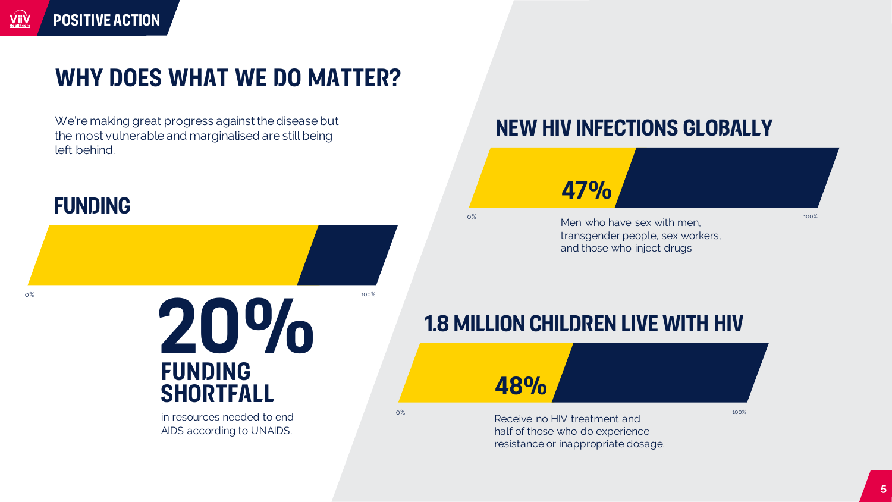# WHY DOES WHAT WE DO MATTER?

We're making great progress against the disease but the most vulnerable and marginalised are still being left behind.

## FUNDING

0% 100%

**20%**

**FUNDING SHORTFALL**

in resources needed to end AIDS according to UNAIDS.

## NEW HIV INFECTIONS GLOBALLY

**47%**

0% 100%

Men who have sex with men, transgender people, sex workers, and those who inject drugs

## 1.8 MILLION CHILDREN LIVE WITH HIV

**48%**

0% 100%

Receive no HIV treatment and half of those who do experience resistance or inappropriate dosage.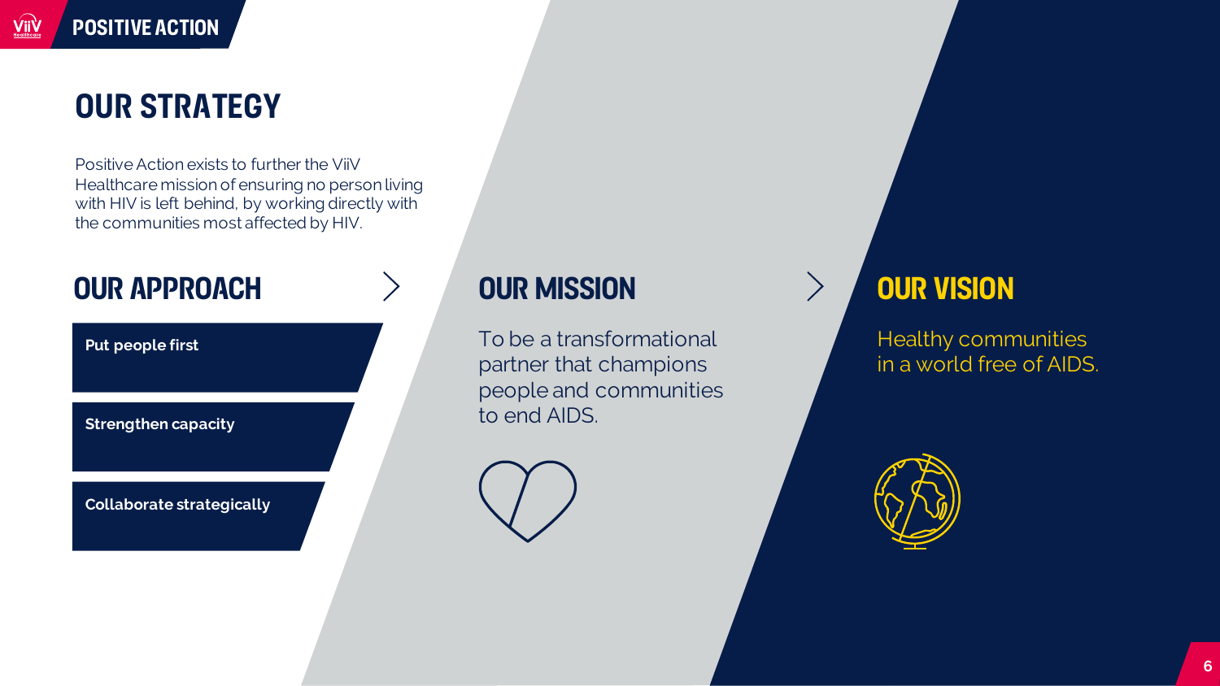# OUR STRATEGY

Positive Action exists to further the ViiV Healthcare mission of ensuring no person living with HIV is left behind, by working directly with the communities most affected by HIV.

## OUR APPROACH

- **Put people first**
- **Strengthen capacity**
- **Collaborate strategically**

## OUR MISSION

To be a transformational partner that champions people and communities to end AIDS.

## OUR VISION

Healthy communities in a world free of AIDS.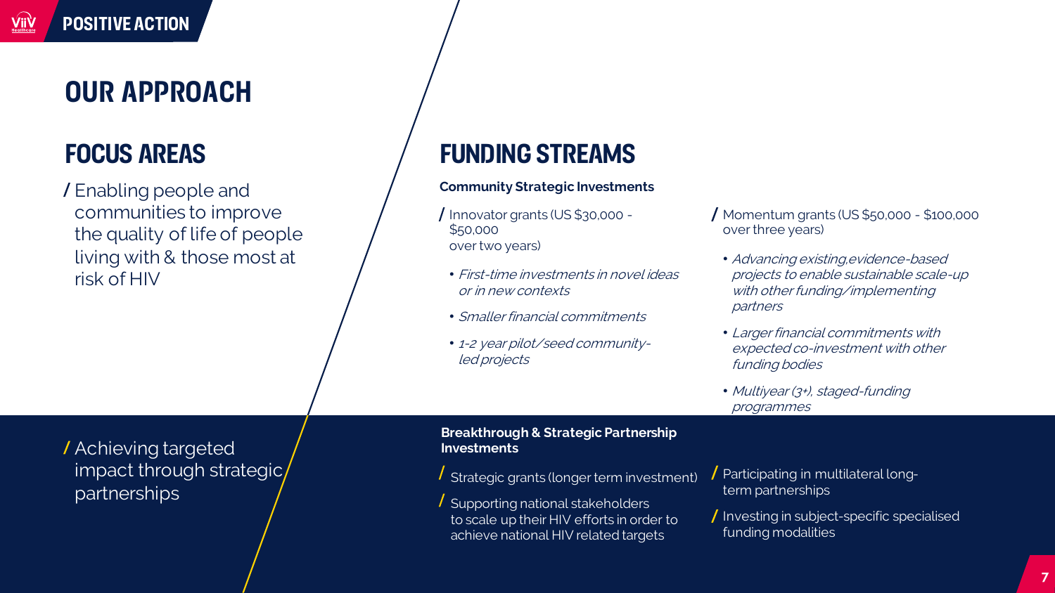# OUR APPROACH

## FOCUS AREAS

/ Enabling people and communities to improve the quality of life of people living with & those most at risk of HIV

## FUNDING STREAMS

**Community Strategic Investments**

/ Innovator grants (US $30,000 - $50,000 over two years)

- *First-time investments in novel ideas or in new contexts*
- *Smaller financial commitments*
- *1-2 year pilot/seed community-led projects*

/ Momentum grants (US $50,000 - $100,000 over three years)

- *Advancing existing,evidence-based projects to enable sustainable scale-up with other funding/implementing partners*
- *Larger financial commitments with expected co-investment with other funding bodies*
- *Multiyear (3+), staged-funding programmes*

/ Achieving targeted impact through strategic partnerships

**Breakthrough & Strategic Partnership Investments**

/ Strategic grants (longer term investment)

/ Supporting national stakeholders to scale up their HIV efforts in order to achieve national HIV related targets

/ Participating in multilateral long-term partnerships

/ Investing in subject-specific specialised funding modalities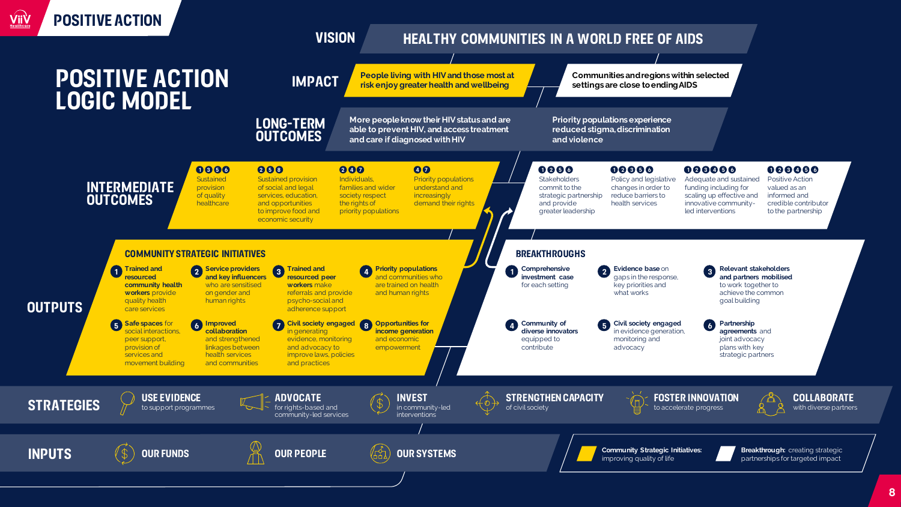# POSITIVE ACTION

## POSITIVE ACTION LOGIC MODEL

### VISION

**HEALTHY COMMUNITIES IN A WORLD FREE OF AIDS**

### IMPACT

- People living with HIV and those most at risk enjoy greater health and wellbeing
- Communities and regions within selected settings are close to ending AIDS

### LONG-TERM OUTCOMES

- More people know their HIV status and are able to prevent HIV, and access treatment and care if diagnosed with HIV
- Priority populations experience reduced stigma, discrimination and violence

### INTERMEDIATE OUTCOMES

**Community Strategic Initiatives:**

- (1, 3, 5, 6) Sustained provision of quality healthcare
- (2, 5, 8) Sustained provision of social and legal services, education, and opportunities to improve food and economic security
- (2, 4, 7) Individuals, families and wider society respect the rights of priority populations
- (4, 7) Priority populations understand and increasingly demand their rights

**Breakthrough:**

- (1, 2, 5, 6) Stakeholders commit to the strategic partnership and provide greater leadership
- (1, 2, 3, 5, 6) Policy and legislative changes in order to reduce barriers to health services
- (1, 2, 3, 4, 5, 6) Adequate and sustained funding including for scaling up effective and innovative community-led interventions
- (1, 2, 3, 4, 5, 6) Positive Action valued as an informed and credible contributor to the partnership

### OUTPUTS

**COMMUNITY STRATEGIC INITIATIVES**

1. **Trained and resourced community health workers** provide quality health care services
2. **Service providers and key influencers** who are sensitised on gender and human rights
3. **Trained and resourced peer workers** make referrals and provide psycho-social and adherence support
4. **Priority populations** and communities who are trained on health and human rights
5. **Safe spaces** for social interactions, peer support, provision of services and movement building
6. **Improved collaboration** and strengthened linkages between health services and communities
7. **Civil society engaged** in generating evidence, monitoring and advocacy to improve laws, policies and practices
8. **Opportunities for income generation** and economic empowerment

**BREAKTHROUGHS**

1. **Comprehensive investment case** for each setting
2. **Evidence base** on gaps in the response, key priorities and what works
3. **Relevant stakeholders and partners mobilised** to work together to achieve the common goal building
4. **Community of diverse innovators** equipped to contribute
5. **Civil society engaged** in evidence generation, monitoring and advocacy
6. **Partnership agreements** and joint advocacy plans with key strategic partners

### STRATEGIES

- **USE EVIDENCE** to support programmes
- **ADVOCATE** for rights-based and community-led services
- **INVEST** in community-led interventions
- **STRENGTHEN CAPACITY** of civil society
- **FOSTER INNOVATION** to accelerate progress
- **COLLABORATE** with diverse partners

### INPUTS

- **OUR FUNDS**
- **OUR PEOPLE**
- **OUR SYSTEMS**

**Key:**

- **Community Strategic Initiatives:** improving quality of life
- **Breakthrough:** creating strategic partnerships for targeted impact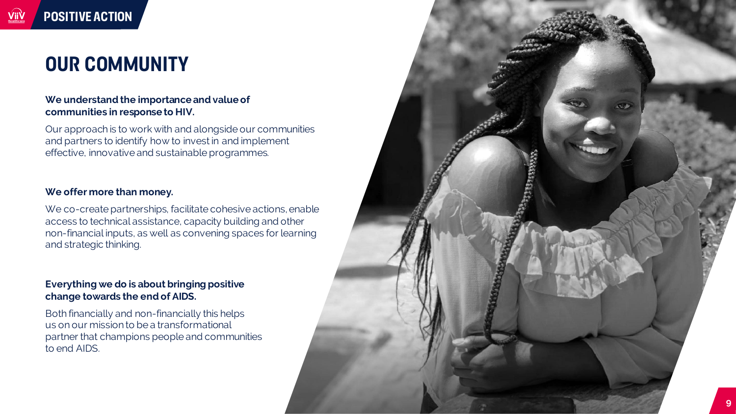# OUR COMMUNITY

**We understand the importance and value of communities in response to HIV.**

Our approach is to work with and alongside our communities and partners to identify how to invest in and implement effective, innovative and sustainable programmes.

**We offer more than money.**

We co-create partnerships, facilitate cohesive actions, enable access to technical assistance, capacity building and other non-financial inputs, as well as convening spaces for learning and strategic thinking.

**Everything we do is about bringing positive change towards the end of AIDS.**

Both financially and non-financially this helps us on our mission to be a transformational partner that champions people and communities to end AIDS.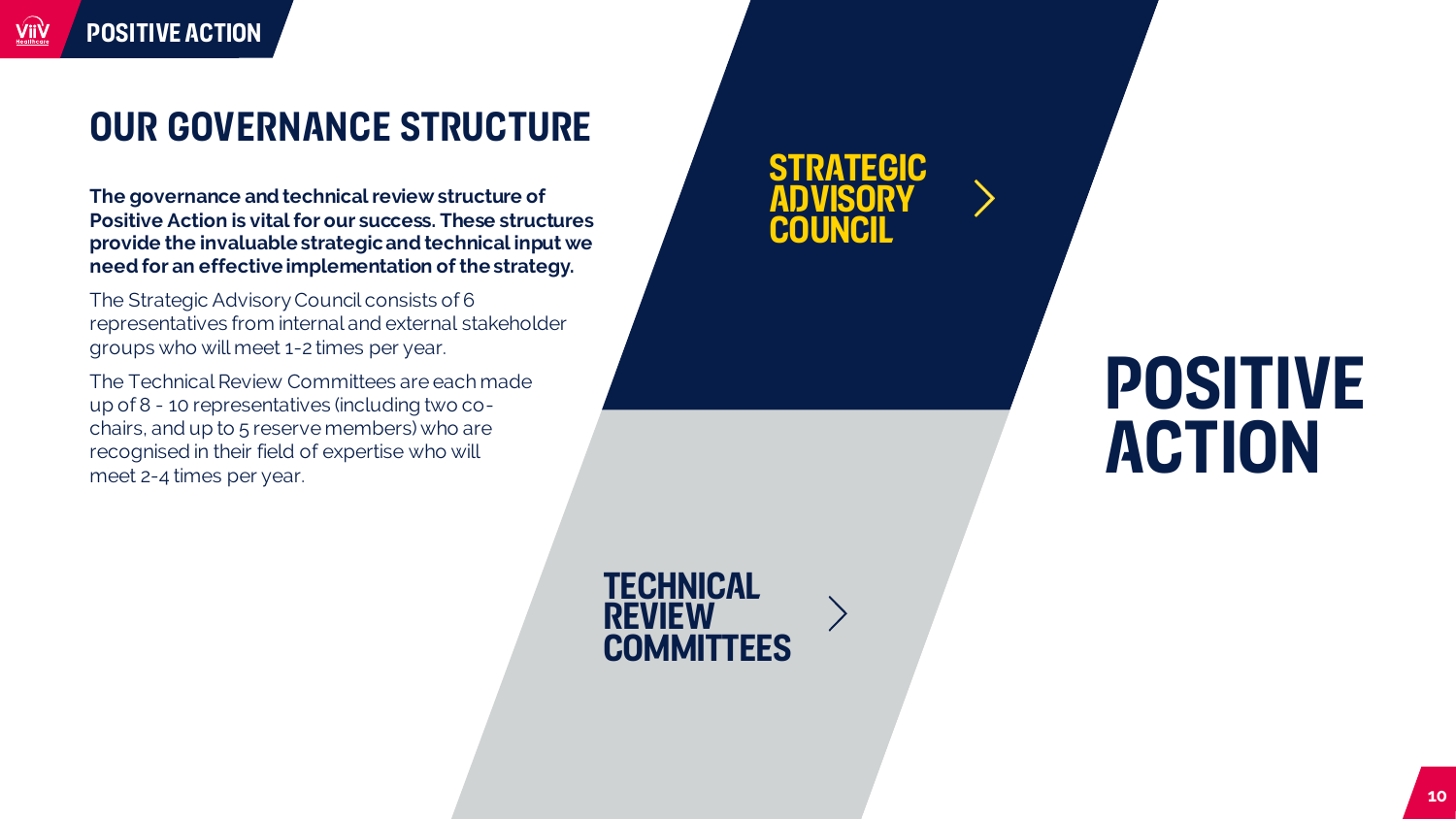# OUR GOVERNANCE STRUCTURE

**The governance and technical review structure of Positive Action is vital for our success. These structures provide the invaluable strategic and technical input we need for an effective implementation of the strategy.**

The Strategic Advisory Council consists of 6 representatives from internal and external stakeholder groups who will meet 1-2 times per year.

The Technical Review Committees are each made up of 8 - 10 representatives (including two co-chairs, and up to 5 reserve members) who are recognised in their field of expertise who will meet 2-4 times per year.

**STRATEGIC ADVISORY COUNCIL**

**TECHNICAL REVIEW COMMITTEES**

**POSITIVE ACTION**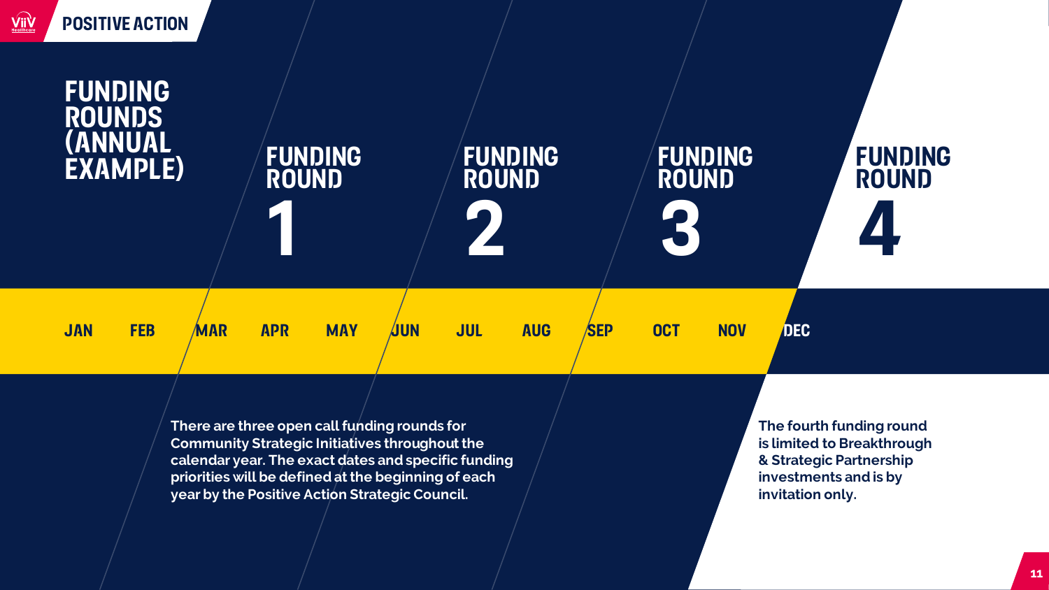# FUNDING ROUNDS (ANNUAL EXAMPLE)

| FUNDING ROUND 1 | | | FUNDING ROUND 2 | | | FUNDING ROUND 3 | | | FUNDING ROUND 4 |
|---|---|---|---|---|---|---|---|---|---|
| JAN | FEB | MAR | APR | MAY | JUN | JUL | AUG | SEP | OCT | NOV | DEC |

**FUNDING ROUND 1** — MAR, APR, MAY

**FUNDING ROUND 2** — JUN, JUL, AUG

**FUNDING ROUND 3** — SEP, OCT, NOV

**FUNDING ROUND 4** — DEC

**There are three open call funding rounds for Community Strategic Initiatives throughout the calendar year. The exact dates and specific funding priorities will be defined at the beginning of each year by the Positive Action Strategic Council.**

**The fourth funding round is limited to Breakthrough & Strategic Partnership investments and is by invitation only.**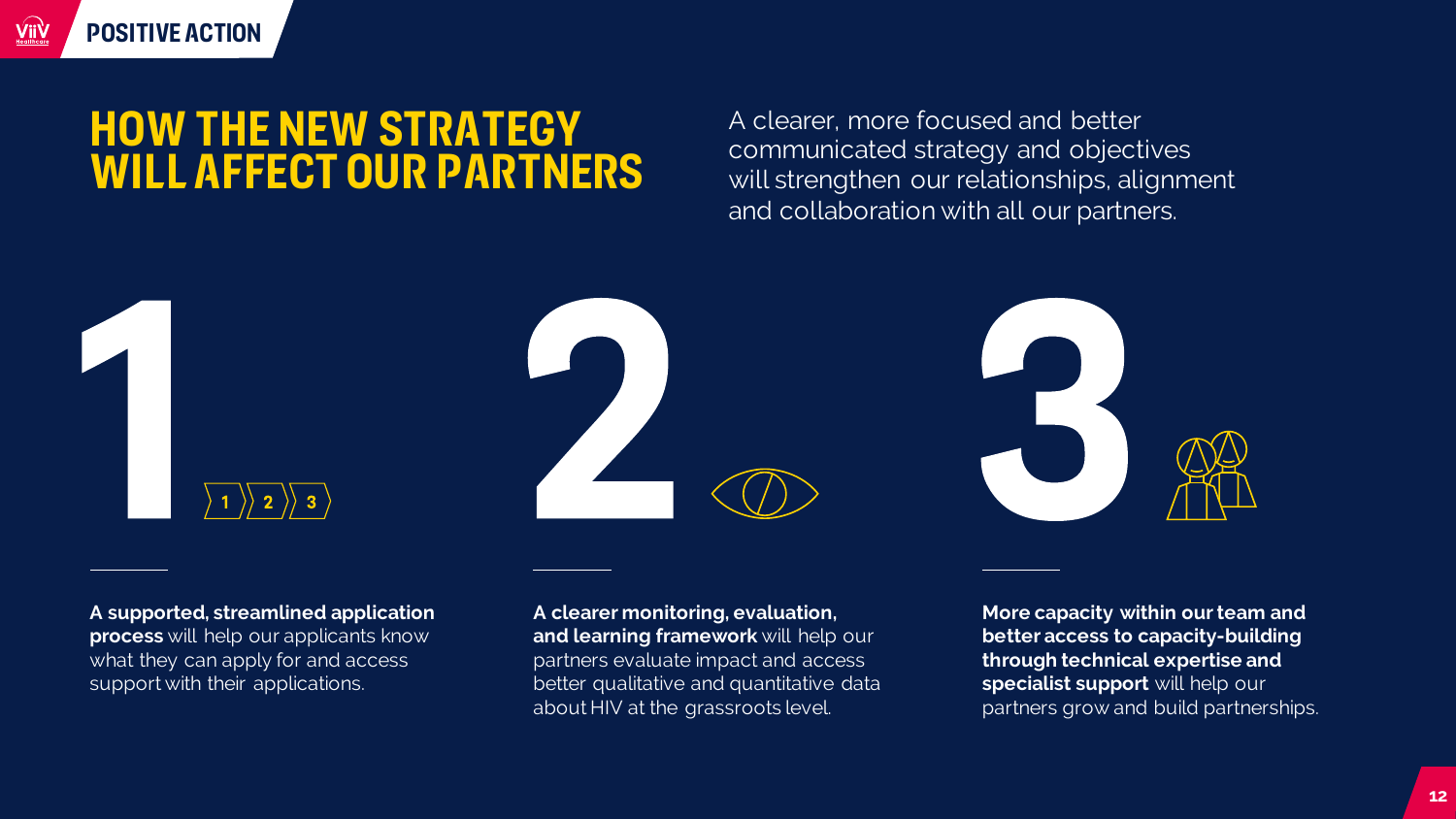# HOW THE NEW STRATEGY WILL AFFECT OUR PARTNERS

A clearer, more focused and better communicated strategy and objectives will strengthen our relationships, alignment and collaboration with all our partners.

## 1

**A supported, streamlined application process** will help our applicants know what they can apply for and access support with their applications.

## 2

**A clearer monitoring, evaluation, and learning framework** will help our partners evaluate impact and access better qualitative and quantitative data about HIV at the grassroots level.

## 3

**More capacity within our team and better access to capacity-building through technical expertise and specialist support** will help our partners grow and build partnerships.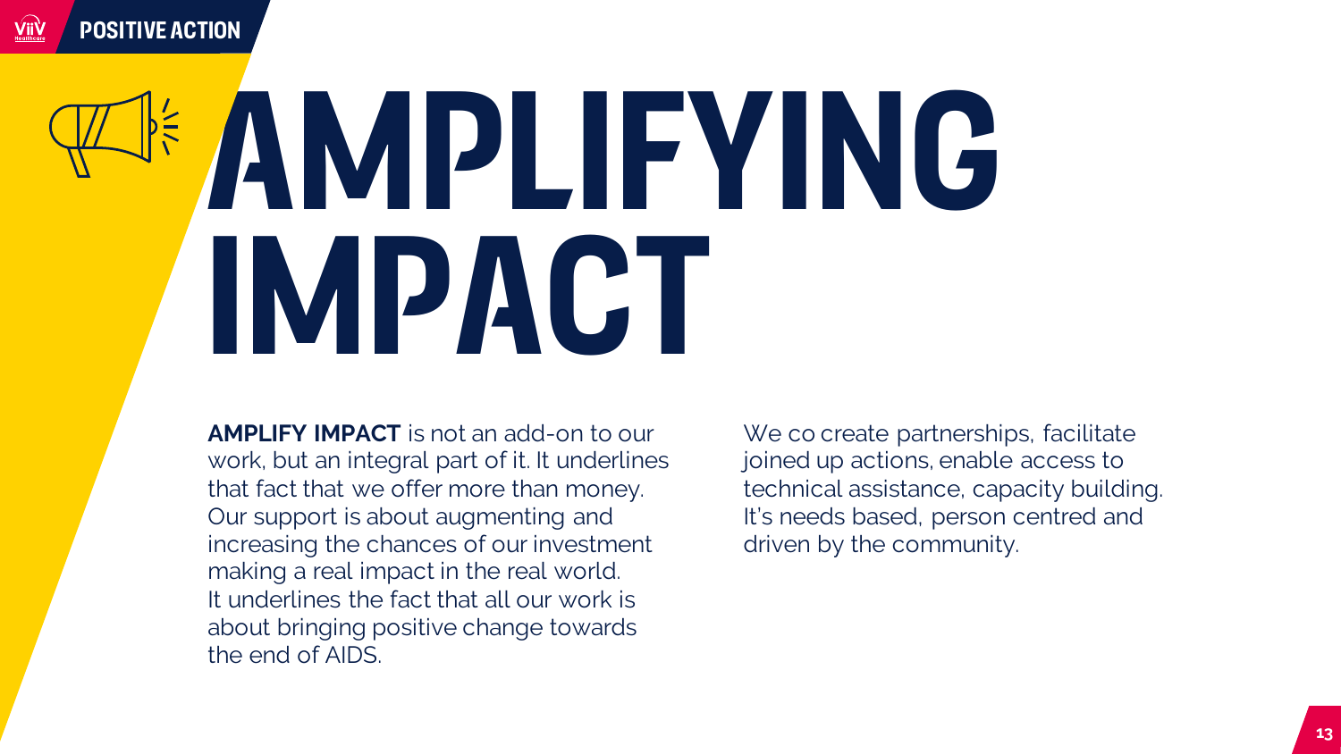# AMPLIFYING IMPACT

**AMPLIFY IMPACT** is not an add-on to our work, but an integral part of it. It underlines that fact that we offer more than money. Our support is about augmenting and increasing the chances of our investment making a real impact in the real world. It underlines the fact that all our work is about bringing positive change towards the end of AIDS.

We co create partnerships, facilitate joined up actions, enable access to technical assistance, capacity building. It's needs based, person centred and driven by the community.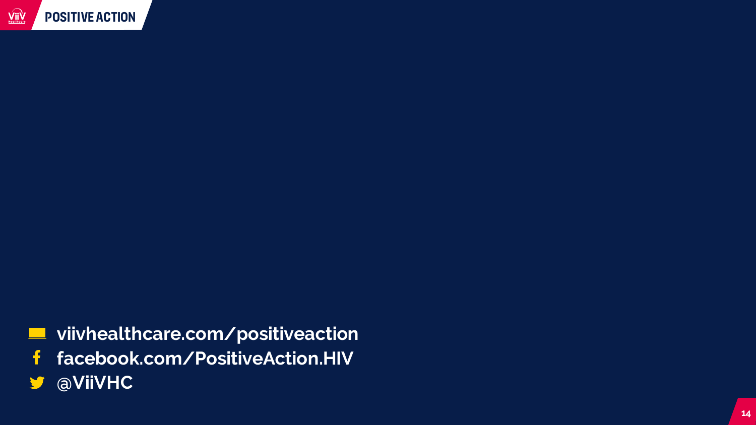viivhealthcare.com/positiveaction

facebook.com/PositiveAction.HIV

@ViiVHC